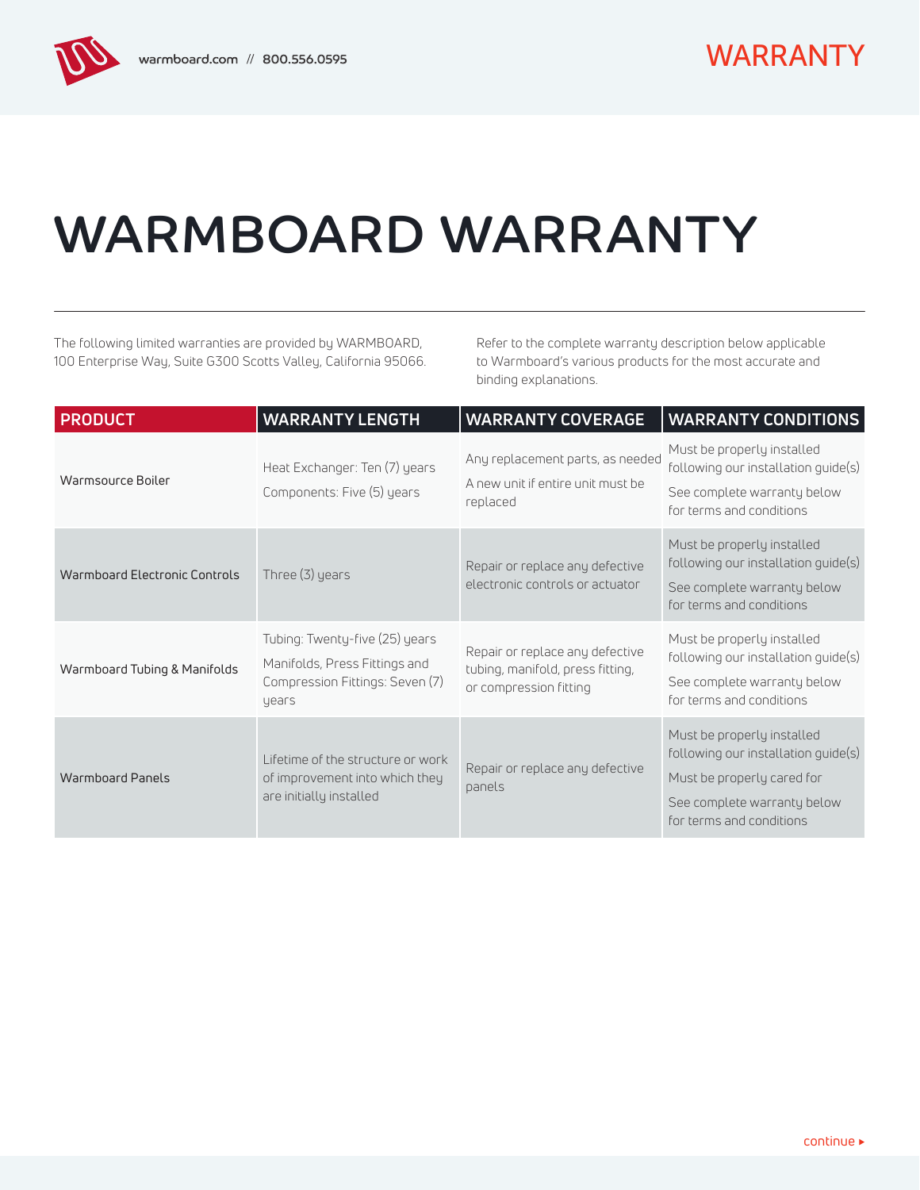# WARMBOARD WARRANTY

The following limited warranties are provided by WARMBOARD, 100 Enterprise Way, Suite G300 Scotts Valley, California 95066.

Refer to the complete warranty description below applicable to Warmboard's various products for the most accurate and binding explanations.

| PRODUCT | WARRANTY LENGTH | WARRANTY COVERAGE | WARRANTY CONDITIONS |
|---|---|---|---|
| Warmsource Boiler | Heat Exchanger: Ten (7) years<br>Components: Five (5) years | Any replacement parts, as needed<br>A new unit if entire unit must be replaced | Must be properly installed following our installation guide(s)<br>See complete warranty below for terms and conditions |
| Warmboard Electronic Controls | Three (3) years | Repair or replace any defective electronic controls or actuator | Must be properly installed following our installation guide(s)<br>See complete warranty below for terms and conditions |
| Warmboard Tubing & Manifolds | Tubing: Twenty-five (25) years<br>Manifolds, Press Fittings and Compression Fittings: Seven (7) years | Repair or replace any defective tubing, manifold, press fitting, or compression fitting | Must be properly installed following our installation guide(s)<br>See complete warranty below for terms and conditions |
| Warmboard Panels | Lifetime of the structure or work of improvement into which they are initially installed | Repair or replace any defective panels | Must be properly installed following our installation guide(s)<br>Must be properly cared for<br>See complete warranty below for terms and conditions |

continue ▸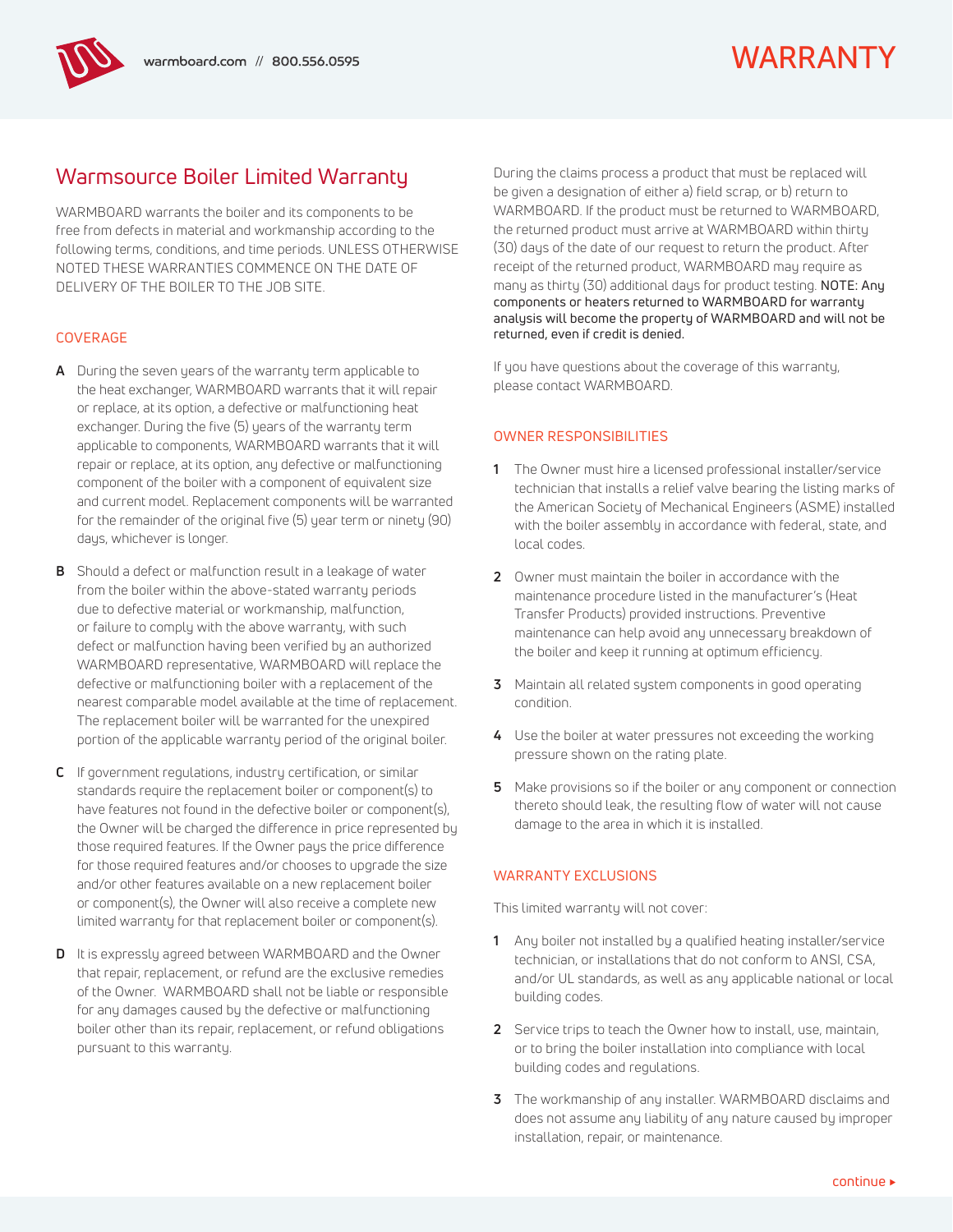# WARRANTY

## Warmsource Boiler Limited Warranty

WARMBOARD warrants the boiler and its components to be free from defects in material and workmanship according to the following terms, conditions, and time periods. UNLESS OTHERWISE NOTED THESE WARRANTIES COMMENCE ON THE DATE OF DELIVERY OF THE BOILER TO THE JOB SITE.

### COVERAGE

**A** During the seven years of the warranty term applicable to the heat exchanger, WARMBOARD warrants that it will repair or replace, at its option, a defective or malfunctioning heat exchanger. During the five (5) years of the warranty term applicable to components, WARMBOARD warrants that it will repair or replace, at its option, any defective or malfunctioning component of the boiler with a component of equivalent size and current model. Replacement components will be warranted for the remainder of the original five (5) year term or ninety (90) days, whichever is longer.

**B** Should a defect or malfunction result in a leakage of water from the boiler within the above-stated warranty periods due to defective material or workmanship, malfunction, or failure to comply with the above warranty, with such defect or malfunction having been verified by an authorized WARMBOARD representative, WARMBOARD will replace the defective or malfunctioning boiler with a replacement of the nearest comparable model available at the time of replacement. The replacement boiler will be warranted for the unexpired portion of the applicable warranty period of the original boiler.

**C** If government regulations, industry certification, or similar standards require the replacement boiler or component(s) to have features not found in the defective boiler or component(s), the Owner will be charged the difference in price represented by those required features. If the Owner pays the price difference for those required features and/or chooses to upgrade the size and/or other features available on a new replacement boiler or component(s), the Owner will also receive a complete new limited warranty for that replacement boiler or component(s).

**D** It is expressly agreed between WARMBOARD and the Owner that repair, replacement, or refund are the exclusive remedies of the Owner. WARMBOARD shall not be liable or responsible for any damages caused by the defective or malfunctioning boiler other than its repair, replacement, or refund obligations pursuant to this warranty.

During the claims process a product that must be replaced will be given a designation of either a) field scrap, or b) return to WARMBOARD. If the product must be returned to WARMBOARD, the returned product must arrive at WARMBOARD within thirty (30) days of the date of our request to return the product. After receipt of the returned product, WARMBOARD may require as many as thirty (30) additional days for product testing. **NOTE: Any components or heaters returned to WARMBOARD for warranty analysis will become the property of WARMBOARD and will not be returned, even if credit is denied.**

If you have questions about the coverage of this warranty, please contact WARMBOARD.

### OWNER RESPONSIBILITIES

1. The Owner must hire a licensed professional installer/service technician that installs a relief valve bearing the listing marks of the American Society of Mechanical Engineers (ASME) installed with the boiler assembly in accordance with federal, state, and local codes.
2. Owner must maintain the boiler in accordance with the maintenance procedure listed in the manufacturer's (Heat Transfer Products) provided instructions. Preventive maintenance can help avoid any unnecessary breakdown of the boiler and keep it running at optimum efficiency.
3. Maintain all related system components in good operating condition.
4. Use the boiler at water pressures not exceeding the working pressure shown on the rating plate.
5. Make provisions so if the boiler or any component or connection thereto should leak, the resulting flow of water will not cause damage to the area in which it is installed.

### WARRANTY EXCLUSIONS

This limited warranty will not cover:

1. Any boiler not installed by a qualified heating installer/service technician, or installations that do not conform to ANSI, CSA, and/or UL standards, as well as any applicable national or local building codes.
2. Service trips to teach the Owner how to install, use, maintain, or to bring the boiler installation into compliance with local building codes and regulations.
3. The workmanship of any installer. WARMBOARD disclaims and does not assume any liability of any nature caused by improper installation, repair, or maintenance.

continue ▸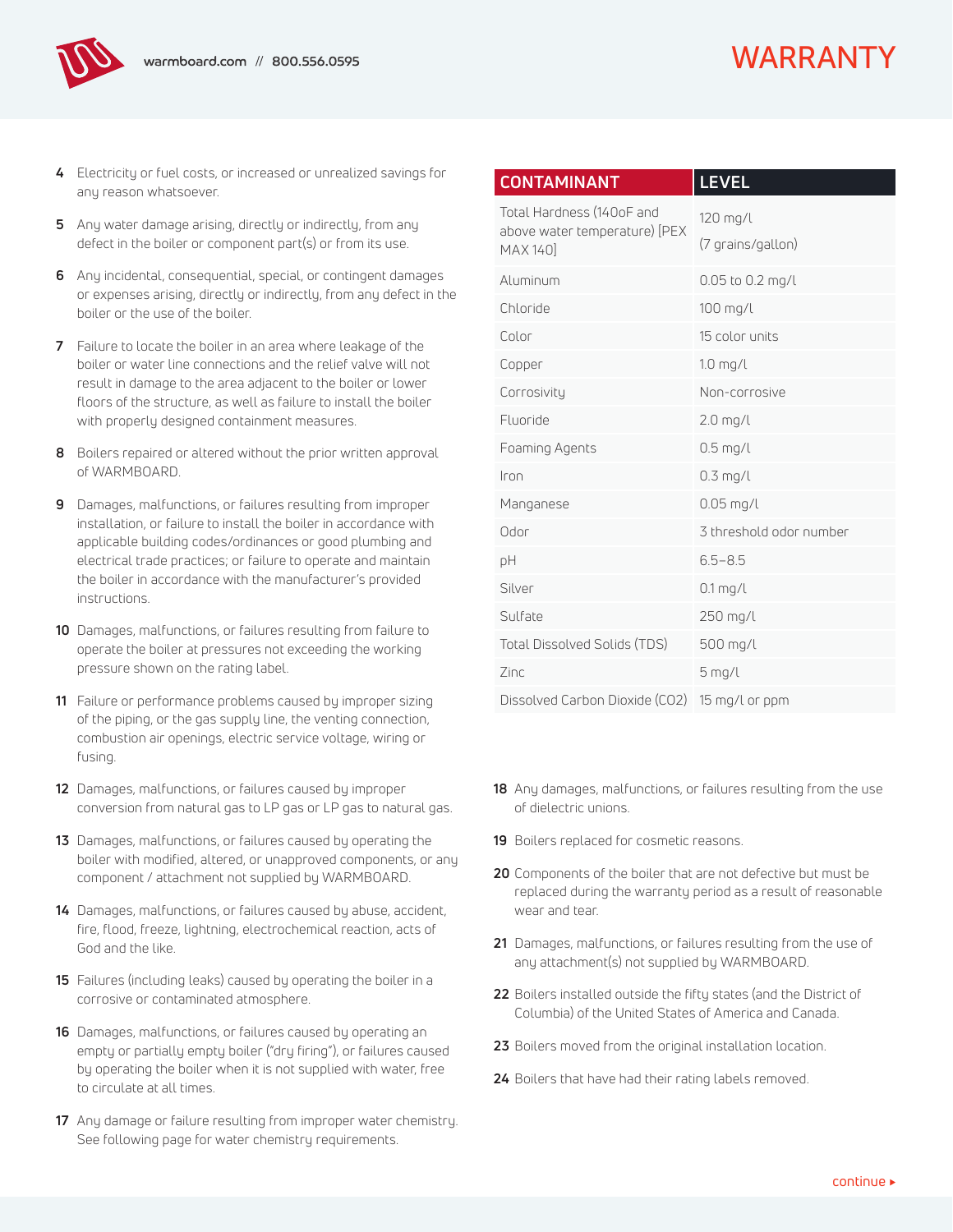# WARRANTY

4. Electricity or fuel costs, or increased or unrealized savings for any reason whatsoever.
5. Any water damage arising, directly or indirectly, from any defect in the boiler or component part(s) or from its use.
6. Any incidental, consequential, special, or contingent damages or expenses arising, directly or indirectly, from any defect in the boiler or the use of the boiler.
7. Failure to locate the boiler in an area where leakage of the boiler or water line connections and the relief valve will not result in damage to the area adjacent to the boiler or lower floors of the structure, as well as failure to install the boiler with properly designed containment measures.
8. Boilers repaired or altered without the prior written approval of WARMBOARD.
9. Damages, malfunctions, or failures resulting from improper installation, or failure to install the boiler in accordance with applicable building codes/ordinances or good plumbing and electrical trade practices; or failure to operate and maintain the boiler in accordance with the manufacturer's provided instructions.
10. Damages, malfunctions, or failures resulting from failure to operate the boiler at pressures not exceeding the working pressure shown on the rating label.
11. Failure or performance problems caused by improper sizing of the piping, or the gas supply line, the venting connection, combustion air openings, electric service voltage, wiring or fusing.
12. Damages, malfunctions, or failures caused by improper conversion from natural gas to LP gas or LP gas to natural gas.
13. Damages, malfunctions, or failures caused by operating the boiler with modified, altered, or unapproved components, or any component / attachment not supplied by WARMBOARD.
14. Damages, malfunctions, or failures caused by abuse, accident, fire, flood, freeze, lightning, electrochemical reaction, acts of God and the like.
15. Failures (including leaks) caused by operating the boiler in a corrosive or contaminated atmosphere.
16. Damages, malfunctions, or failures caused by operating an empty or partially empty boiler ("dry firing"), or failures caused by operating the boiler when it is not supplied with water, free to circulate at all times.
17. Any damage or failure resulting from improper water chemistry. See following page for water chemistry requirements.

| CONTAMINANT | LEVEL |
|---|---|
| Total Hardness (140oF and above water temperature) [PEX MAX 140] | 120 mg/l (7 grains/gallon) |
| Aluminum | 0.05 to 0.2 mg/l |
| Chloride | 100 mg/l |
| Color | 15 color units |
| Copper | 1.0 mg/l |
| Corrosivity | Non-corrosive |
| Fluoride | 2.0 mg/l |
| Foaming Agents | 0.5 mg/l |
| Iron | 0.3 mg/l |
| Manganese | 0.05 mg/l |
| Odor | 3 threshold odor number |
| pH | 6.5–8.5 |
| Silver | 0.1 mg/l |
| Sulfate | 250 mg/l |
| Total Dissolved Solids (TDS) | 500 mg/l |
| Zinc | 5 mg/l |
| Dissolved Carbon Dioxide ($CO_2$) | 15 mg/l or ppm |

18. Any damages, malfunctions, or failures resulting from the use of dielectric unions.
19. Boilers replaced for cosmetic reasons.
20. Components of the boiler that are not defective but must be replaced during the warranty period as a result of reasonable wear and tear.
21. Damages, malfunctions, or failures resulting from the use of any attachment(s) not supplied by WARMBOARD.
22. Boilers installed outside the fifty states (and the District of Columbia) of the United States of America and Canada.
23. Boilers moved from the original installation location.
24. Boilers that have had their rating labels removed.

continue ▸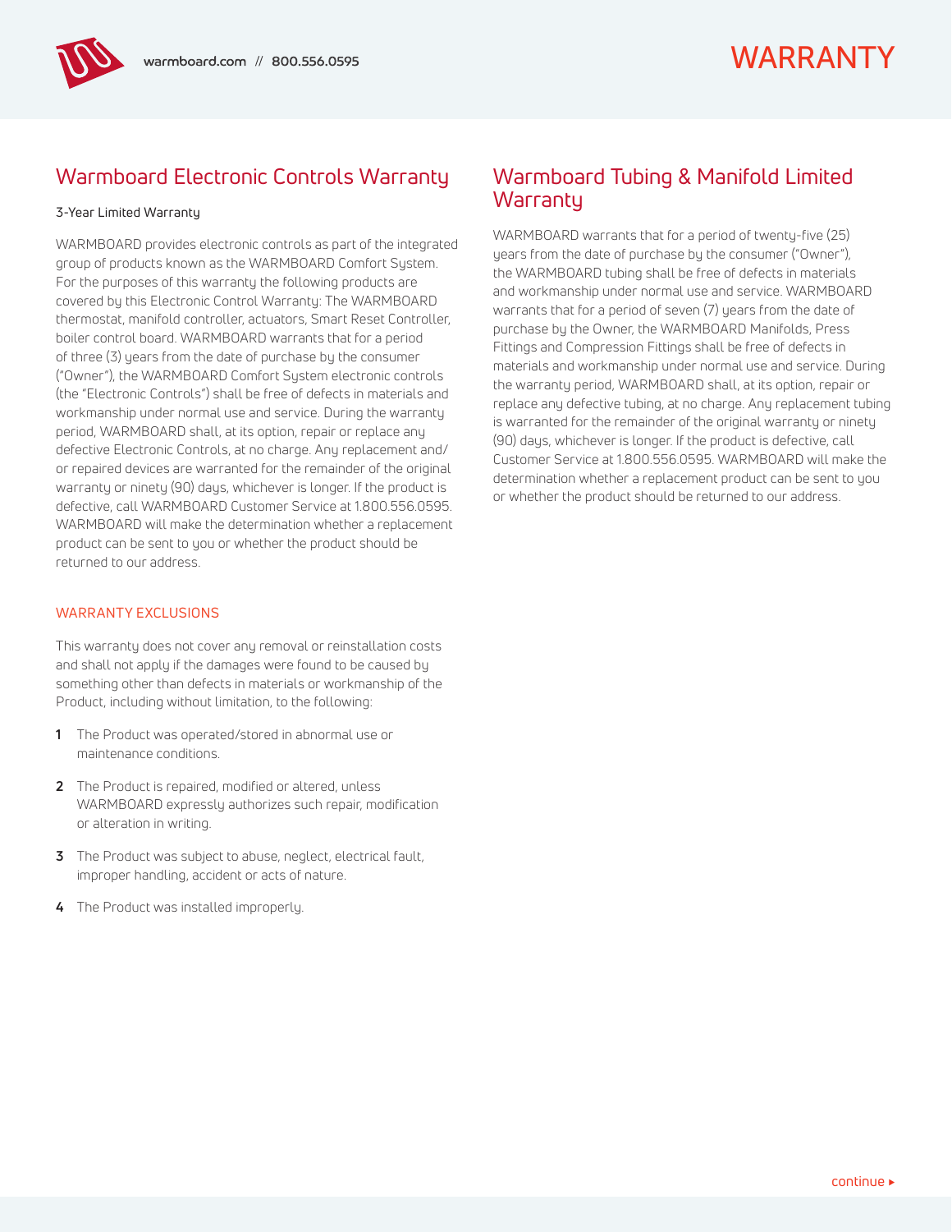# WARRANTY

## Warmboard Electronic Controls Warranty

3-Year Limited Warranty

WARMBOARD provides electronic controls as part of the integrated group of products known as the WARMBOARD Comfort System. For the purposes of this warranty the following products are covered by this Electronic Control Warranty: The WARMBOARD thermostat, manifold controller, actuators, Smart Reset Controller, boiler control board. WARMBOARD warrants that for a period of three (3) years from the date of purchase by the consumer ("Owner"), the WARMBOARD Comfort System electronic controls (the "Electronic Controls") shall be free of defects in materials and workmanship under normal use and service. During the warranty period, WARMBOARD shall, at its option, repair or replace any defective Electronic Controls, at no charge. Any replacement and/or repaired devices are warranted for the remainder of the original warranty or ninety (90) days, whichever is longer. If the product is defective, call WARMBOARD Customer Service at 1.800.556.0595. WARMBOARD will make the determination whether a replacement product can be sent to you or whether the product should be returned to our address.

### WARRANTY EXCLUSIONS

This warranty does not cover any removal or reinstallation costs and shall not apply if the damages were found to be caused by something other than defects in materials or workmanship of the Product, including without limitation, to the following:

1. The Product was operated/stored in abnormal use or maintenance conditions.
2. The Product is repaired, modified or altered, unless WARMBOARD expressly authorizes such repair, modification or alteration in writing.
3. The Product was subject to abuse, neglect, electrical fault, improper handling, accident or acts of nature.
4. The Product was installed improperly.

## Warmboard Tubing & Manifold Limited Warranty

WARMBOARD warrants that for a period of twenty-five (25) years from the date of purchase by the consumer ("Owner"), the WARMBOARD tubing shall be free of defects in materials and workmanship under normal use and service. WARMBOARD warrants that for a period of seven (7) years from the date of purchase by the Owner, the WARMBOARD Manifolds, Press Fittings and Compression Fittings shall be free of defects in materials and workmanship under normal use and service. During the warranty period, WARMBOARD shall, at its option, repair or replace any defective tubing, at no charge. Any replacement tubing is warranted for the remainder of the original warranty or ninety (90) days, whichever is longer. If the product is defective, call Customer Service at 1.800.556.0595. WARMBOARD will make the determination whether a replacement product can be sent to you or whether the product should be returned to our address.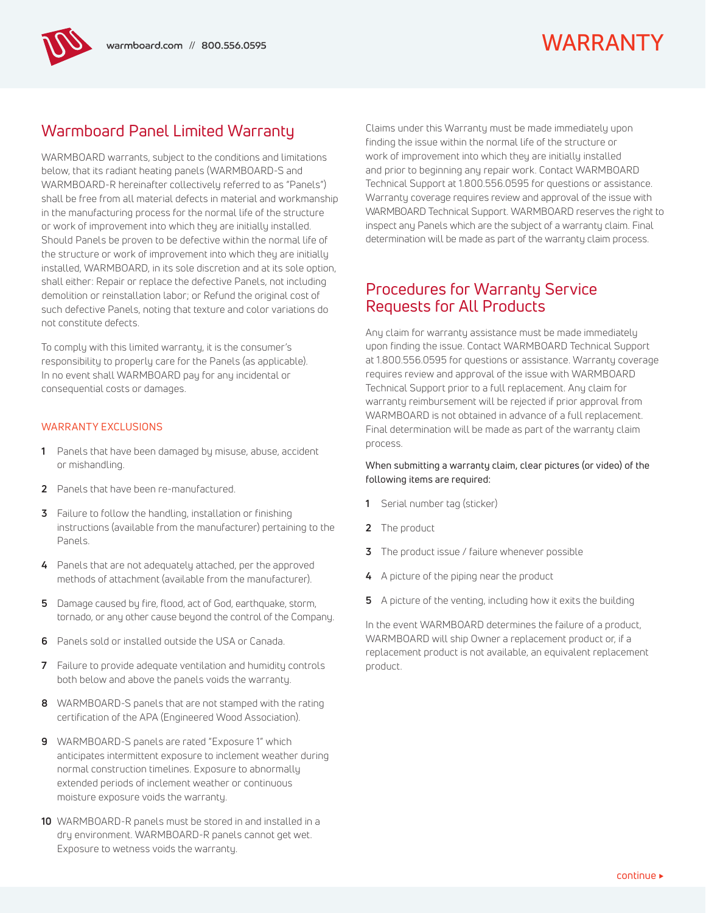# WARRANTY

## Warmboard Panel Limited Warranty

WARMBOARD warrants, subject to the conditions and limitations below, that its radiant heating panels (WARMBOARD-S and WARMBOARD-R hereinafter collectively referred to as "Panels") shall be free from all material defects in material and workmanship in the manufacturing process for the normal life of the structure or work of improvement into which they are initially installed. Should Panels be proven to be defective within the normal life of the structure or work of improvement into which they are initially installed, WARMBOARD, in its sole discretion and at its sole option, shall either: Repair or replace the defective Panels, not including demolition or reinstallation labor; or Refund the original cost of such defective Panels, noting that texture and color variations do not constitute defects.

To comply with this limited warranty, it is the consumer's responsibility to properly care for the Panels (as applicable). In no event shall WARMBOARD pay for any incidental or consequential costs or damages.

### WARRANTY EXCLUSIONS

1. Panels that have been damaged by misuse, abuse, accident or mishandling.
2. Panels that have been re-manufactured.
3. Failure to follow the handling, installation or finishing instructions (available from the manufacturer) pertaining to the Panels.
4. Panels that are not adequately attached, per the approved methods of attachment (available from the manufacturer).
5. Damage caused by fire, flood, act of God, earthquake, storm, tornado, or any other cause beyond the control of the Company.
6. Panels sold or installed outside the USA or Canada.
7. Failure to provide adequate ventilation and humidity controls both below and above the panels voids the warranty.
8. WARMBOARD-S panels that are not stamped with the rating certification of the APA (Engineered Wood Association).
9. WARMBOARD-S panels are rated "Exposure 1" which anticipates intermittent exposure to inclement weather during normal construction timelines. Exposure to abnormally extended periods of inclement weather or continuous moisture exposure voids the warranty.
10. WARMBOARD-R panels must be stored in and installed in a dry environment. WARMBOARD-R panels cannot get wet. Exposure to wetness voids the warranty.

Claims under this Warranty must be made immediately upon finding the issue within the normal life of the structure or work of improvement into which they are initially installed and prior to beginning any repair work. Contact WARMBOARD Technical Support at 1.800.556.0595 for questions or assistance. Warranty coverage requires review and approval of the issue with WARMBOARD Technical Support. WARMBOARD reserves the right to inspect any Panels which are the subject of a warranty claim. Final determination will be made as part of the warranty claim process.

## Procedures for Warranty Service Requests for All Products

Any claim for warranty assistance must be made immediately upon finding the issue. Contact WARMBOARD Technical Support at 1.800.556.0595 for questions or assistance. Warranty coverage requires review and approval of the issue with WARMBOARD Technical Support prior to a full replacement. Any claim for warranty reimbursement will be rejected if prior approval from WARMBOARD is not obtained in advance of a full replacement. Final determination will be made as part of the warranty claim process.

When submitting a warranty claim, clear pictures (or video) of the following items are required:

1. Serial number tag (sticker)
2. The product
3. The product issue / failure whenever possible
4. A picture of the piping near the product
5. A picture of the venting, including how it exits the building

In the event WARMBOARD determines the failure of a product, WARMBOARD will ship Owner a replacement product or, if a replacement product is not available, an equivalent replacement product.

continue ▸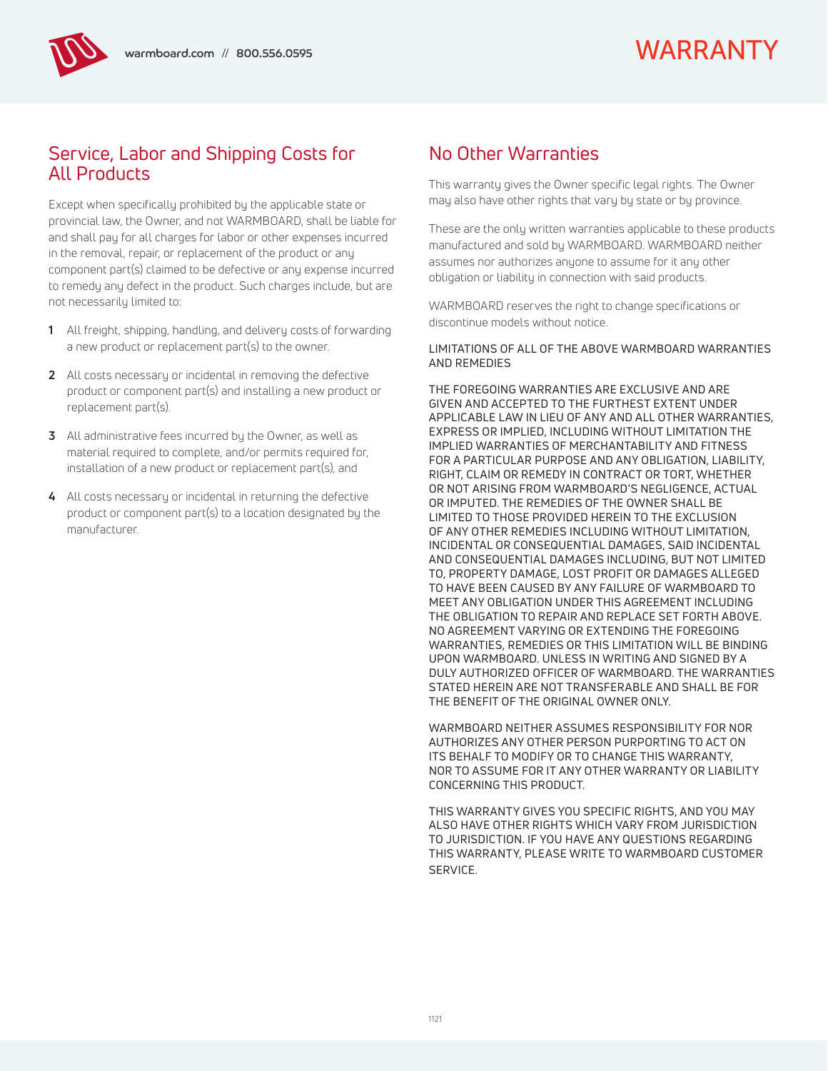## Service, Labor and Shipping Costs for All Products

Except when specifically prohibited by the applicable state or provincial law, the Owner, and not WARMBOARD, shall be liable for and shall pay for all charges for labor or other expenses incurred in the removal, repair, or replacement of the product or any component part(s) claimed to be defective or any expense incurred to remedy any defect in the product. Such charges include, but are not necessarily limited to:

1. All freight, shipping, handling, and delivery costs of forwarding a new product or replacement part(s) to the owner.
2. All costs necessary or incidental in removing the defective product or component part(s) and installing a new product or replacement part(s).
3. All administrative fees incurred by the Owner, as well as material required to complete, and/or permits required for, installation of a new product or replacement part(s), and
4. All costs necessary or incidental in returning the defective product or component part(s) to a location designated by the manufacturer.

## No Other Warranties

This warranty gives the Owner specific legal rights. The Owner may also have other rights that vary by state or by province.

These are the only written warranties applicable to these products manufactured and sold by WARMBOARD. WARMBOARD neither assumes nor authorizes anyone to assume for it any other obligation or liability in connection with said products.

WARMBOARD reserves the right to change specifications or discontinue models without notice.

LIMITATIONS OF ALL OF THE ABOVE WARMBOARD WARRANTIES AND REMEDIES

THE FOREGOING WARRANTIES ARE EXCLUSIVE AND ARE GIVEN AND ACCEPTED TO THE FURTHEST EXTENT UNDER APPLICABLE LAW IN LIEU OF ANY AND ALL OTHER WARRANTIES, EXPRESS OR IMPLIED, INCLUDING WITHOUT LIMITATION THE IMPLIED WARRANTIES OF MERCHANTABILITY AND FITNESS FOR A PARTICULAR PURPOSE AND ANY OBLIGATION, LIABILITY, RIGHT, CLAIM OR REMEDY IN CONTRACT OR TORT, WHETHER OR NOT ARISING FROM WARMBOARD'S NEGLIGENCE, ACTUAL OR IMPUTED. THE REMEDIES OF THE OWNER SHALL BE LIMITED TO THOSE PROVIDED HEREIN TO THE EXCLUSION OF ANY OTHER REMEDIES INCLUDING WITHOUT LIMITATION, INCIDENTAL OR CONSEQUENTIAL DAMAGES, SAID INCIDENTAL AND CONSEQUENTIAL DAMAGES INCLUDING, BUT NOT LIMITED TO, PROPERTY DAMAGE, LOST PROFIT OR DAMAGES ALLEGED TO HAVE BEEN CAUSED BY ANY FAILURE OF WARMBOARD TO MEET ANY OBLIGATION UNDER THIS AGREEMENT INCLUDING THE OBLIGATION TO REPAIR AND REPLACE SET FORTH ABOVE. NO AGREEMENT VARYING OR EXTENDING THE FOREGOING WARRANTIES, REMEDIES OR THIS LIMITATION WILL BE BINDING UPON WARMBOARD. UNLESS IN WRITING AND SIGNED BY A DULY AUTHORIZED OFFICER OF WARMBOARD. THE WARRANTIES STATED HEREIN ARE NOT TRANSFERABLE AND SHALL BE FOR THE BENEFIT OF THE ORIGINAL OWNER ONLY.

WARMBOARD NEITHER ASSUMES RESPONSIBILITY FOR NOR AUTHORIZES ANY OTHER PERSON PURPORTING TO ACT ON ITS BEHALF TO MODIFY OR TO CHANGE THIS WARRANTY, NOR TO ASSUME FOR IT ANY OTHER WARRANTY OR LIABILITY CONCERNING THIS PRODUCT.

THIS WARRANTY GIVES YOU SPECIFIC RIGHTS, AND YOU MAY ALSO HAVE OTHER RIGHTS WHICH VARY FROM JURISDICTION TO JURISDICTION. IF YOU HAVE ANY QUESTIONS REGARDING THIS WARRANTY, PLEASE WRITE TO WARMBOARD CUSTOMER SERVICE.